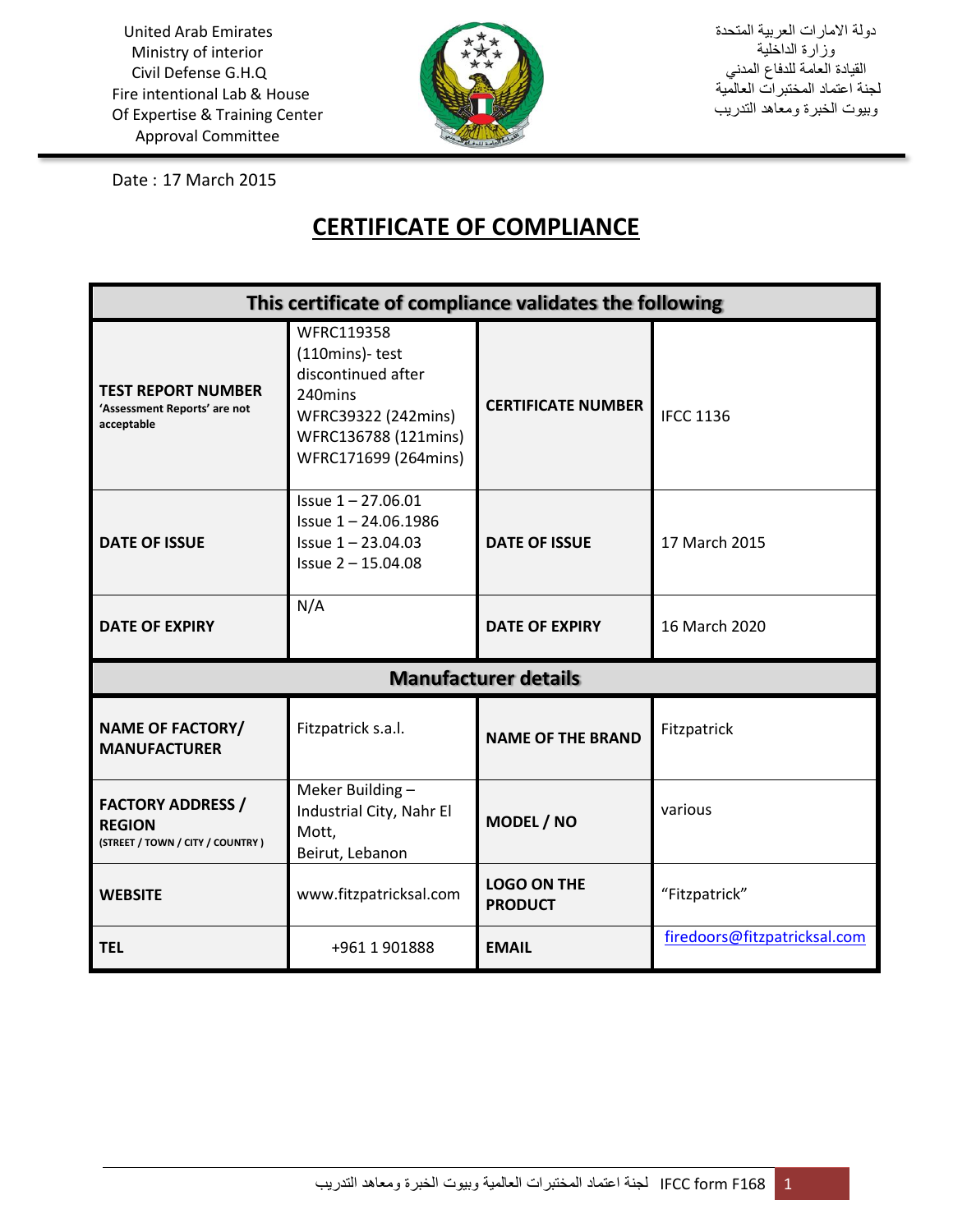United Arab Emirates
Ministry of interior
Civil Defense G.H.Q
Fire intentional Lab & House
Of Expertise & Training Center
Approval Committee

دولة الامارات العربية المتحدة
وزارة الداخلية
القيادة العامة للدفاع المدني
لجنة اعتماد المختبرات العالمية
وبيوت الخبرة ومعاهد التدريب

Date : 17 March 2015

# CERTIFICATE OF COMPLIANCE

| This certificate of compliance validates the following | | | |
|---|---|---|---|
| **TEST REPORT NUMBER** 'Assessment Reports' are not acceptable | WFRC119358 (110mins)- test discontinued after 240mins<br>WFRC39322 (242mins)<br>WFRC136788 (121mins)<br>WFRC171699 (264mins) | **CERTIFICATE NUMBER** | IFCC 1136 |
| **DATE OF ISSUE** | Issue 1 – 27.06.01<br>Issue 1 – 24.06.1986<br>Issue 1 – 23.04.03<br>Issue 2 – 15.04.08 | **DATE OF ISSUE** | 17 March 2015 |
| **DATE OF EXPIRY** | N/A | **DATE OF EXPIRY** | 16 March 2020 |
| **Manufacturer details** | | | |
| **NAME OF FACTORY/ MANUFACTURER** | Fitzpatrick s.a.l. | **NAME OF THE BRAND** | Fitzpatrick |
| **FACTORY ADDRESS / REGION** (STREET / TOWN / CITY / COUNTRY ) | Meker Building – Industrial City, Nahr El Mott, Beirut, Lebanon | **MODEL / NO** | various |
| **WEBSITE** | www.fitzpatricksal.com | **LOGO ON THE PRODUCT** | "Fitzpatrick" |
| **TEL** | +961 1 901888 | **EMAIL** | firedoors@fitzpatricksal.com |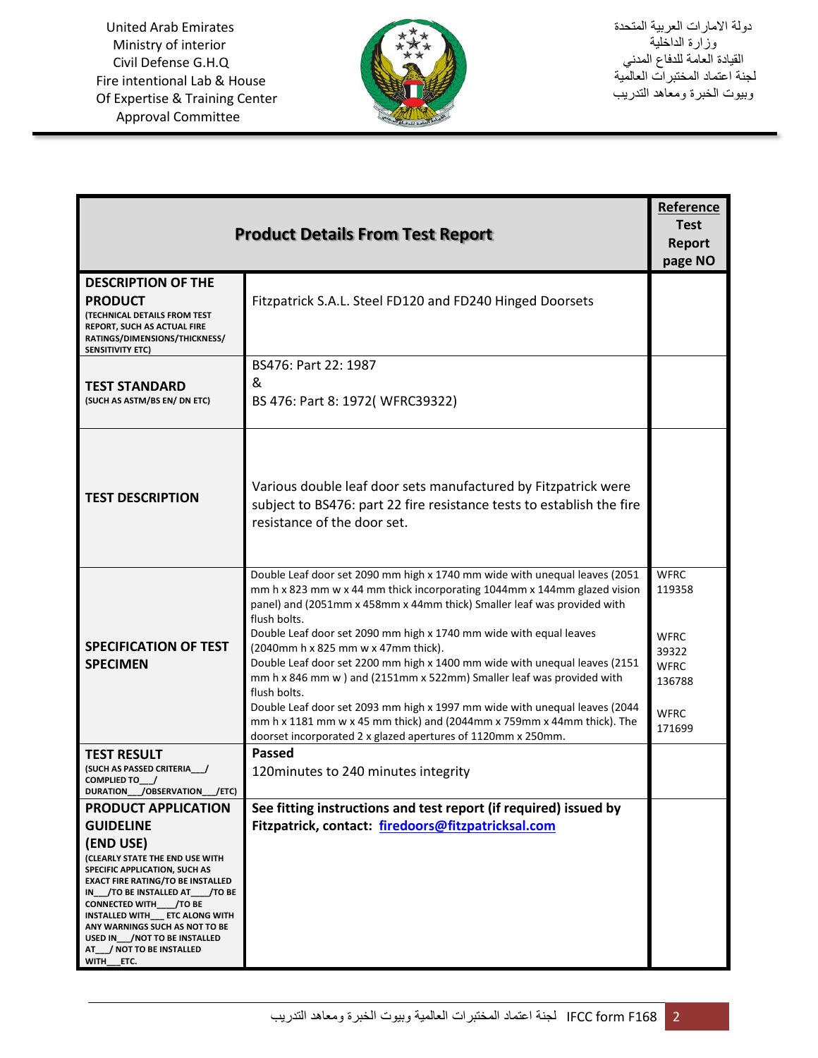United Arab Emirates
Ministry of interior
Civil Defense G.H.Q
Fire intentional Lab & House
Of Expertise & Training Center
Approval Committee

دولة الامارات العربية المتحدة
وزارة الداخلية
القيادة العامة للدفاع المدني
لجنة اعتماد المختبرات العالمية
وبيوت الخبرة ومعاهد التدريب

| **Product Details From Test Report** | | **Reference Test Report page NO** |
|---|---|---|
| **DESCRIPTION OF THE PRODUCT** (TECHNICAL DETAILS FROM TEST REPORT, SUCH AS ACTUAL FIRE RATINGS/DIMENSIONS/THICKNESS/ SENSITIVITY ETC) | Fitzpatrick S.A.L. Steel FD120 and FD240 Hinged Doorsets | |
| **TEST STANDARD** (SUCH AS ASTM/BS EN/ DN ETC) | BS476: Part 22: 1987 & BS 476: Part 8: 1972( WFRC39322) | |
| **TEST DESCRIPTION** | Various double leaf door sets manufactured by Fitzpatrick were subject to BS476: part 22 fire resistance tests to establish the fire resistance of the door set. | |
| **SPECIFICATION OF TEST SPECIMEN** | Double Leaf door set 2090 mm high x 1740 mm wide with unequal leaves (2051 mm h x 823 mm w x 44 mm thick incorporating 1044mm x 144mm glazed vision panel) and (2051mm x 458mm x 44mm thick) Smaller leaf was provided with flush bolts.<br>Double Leaf door set 2090 mm high x 1740 mm wide with equal leaves (2040mm h x 825 mm w x 47mm thick).<br>Double Leaf door set 2200 mm high x 1400 mm wide with unequal leaves (2151 mm h x 846 mm w ) and (2151mm x 522mm) Smaller leaf was provided with flush bolts.<br>Double Leaf door set 2093 mm high x 1997 mm wide with unequal leaves (2044 mm h x 1181 mm w x 45 mm thick) and (2044mm x 759mm x 44mm thick). The doorset incorporated 2 x glazed apertures of 1120mm x 250mm. | WFRC 119358<br><br>WFRC 39322<br>WFRC 136788<br><br>WFRC 171699 |
| **TEST RESULT** (SUCH AS PASSED CRITERIA___/ COMPLIED TO___/ DURATION___/OBSERVATION___/ETC) | **Passed**<br>120minutes to 240 minutes integrity | |
| **PRODUCT APPLICATION GUIDELINE (END USE)** (CLEARLY STATE THE END USE WITH SPECIFIC APPLICATION, SUCH AS EXACT FIRE RATING/TO BE INSTALLED IN___/TO BE INSTALLED AT___/TO BE CONNECTED WITH___/TO BE INSTALLED WITH___ ETC ALONG WITH ANY WARNINGS SUCH AS NOT TO BE USED IN___/NOT TO BE INSTALLED AT___/ NOT TO BE INSTALLED WITH___ETC. | **See fitting instructions and test report (if required) issued by Fitzpatrick, contact: firedoors@fitzpatricksal.com** | |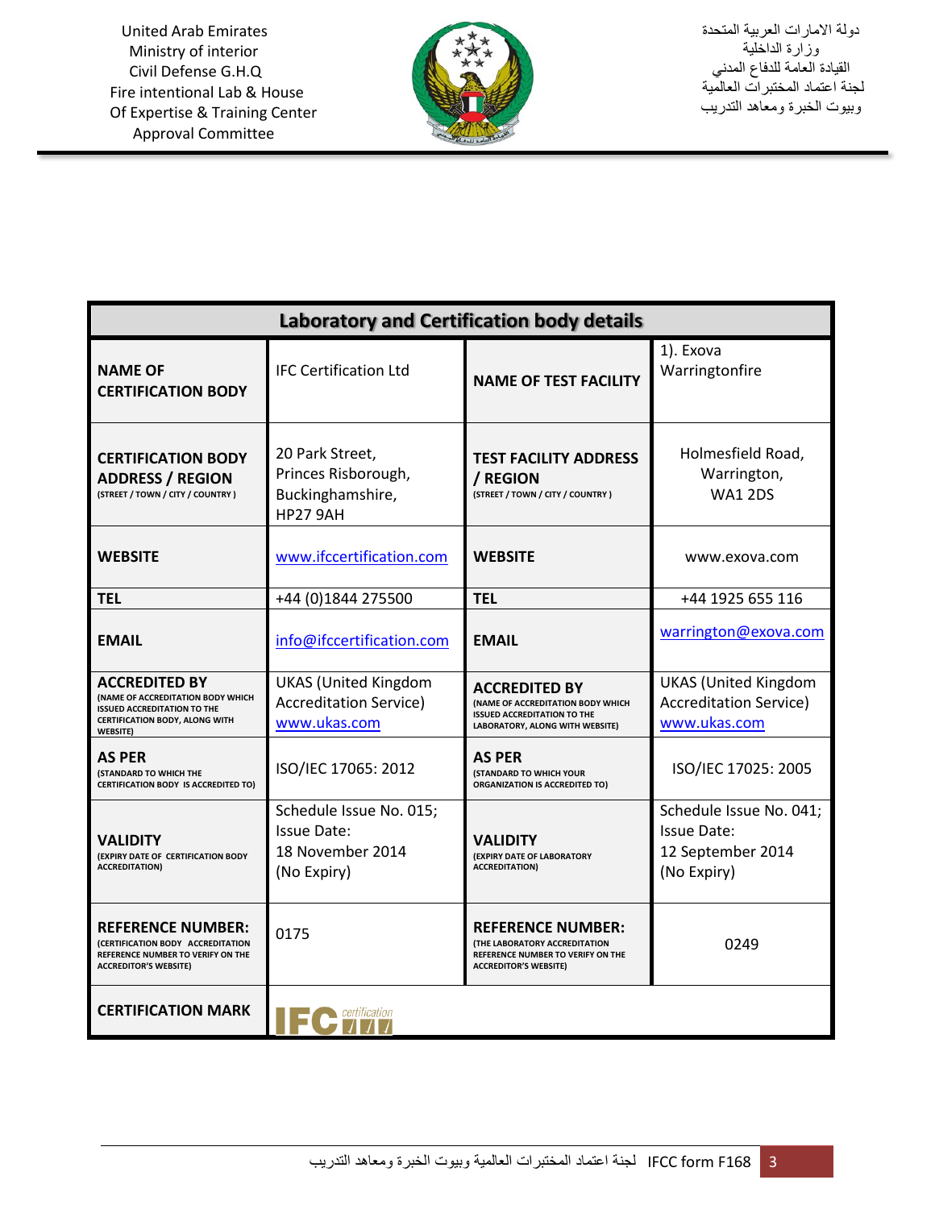United Arab Emirates
Ministry of interior
Civil Defense G.H.Q
Fire intentional Lab & House
Of Expertise & Training Center
Approval Committee

دولة الامارات العربية المتحدة
وزارة الداخلية
القيادة العامة للدفاع المدني
لجنة اعتماد المختبرات العالمية
وبيوت الخبرة ومعاهد التدريب

| Laboratory and Certification body details | | | |
|---|---|---|---|
| **NAME OF CERTIFICATION BODY** | IFC Certification Ltd | **NAME OF TEST FACILITY** | 1). Exova Warringtonfire |
| **CERTIFICATION BODY ADDRESS / REGION** (STREET / TOWN / CITY / COUNTRY ) | 20 Park Street, Princes Risborough, Buckinghamshire, HP27 9AH | **TEST FACILITY ADDRESS / REGION** (STREET / TOWN / CITY / COUNTRY ) | Holmesfield Road, Warrington, WA1 2DS |
| **WEBSITE** | www.ifccertification.com | **WEBSITE** | www.exova.com |
| **TEL** | +44 (0)1844 275500 | **TEL** | +44 1925 655 116 |
| **EMAIL** | info@ifccertification.com | **EMAIL** | warrington@exova.com |
| **ACCREDITED BY** (NAME OF ACCREDITATION BODY WHICH ISSUED ACCREDITATION TO THE CERTIFICATION BODY, ALONG WITH WEBSITE) | UKAS (United Kingdom Accreditation Service) www.ukas.com | **ACCREDITED BY** (NAME OF ACCREDITATION BODY WHICH ISSUED ACCREDITATION TO THE LABORATORY, ALONG WITH WEBSITE) | UKAS (United Kingdom Accreditation Service) www.ukas.com |
| **AS PER** (STANDARD TO WHICH THE CERTIFICATION BODY IS ACCREDITED TO) | ISO/IEC 17065: 2012 | **AS PER** (STANDARD TO WHICH YOUR ORGANIZATION IS ACCREDITED TO) | ISO/IEC 17025: 2005 |
| **VALIDITY** (EXPIRY DATE OF CERTIFICATION BODY ACCREDITATION) | Schedule Issue No. 015; Issue Date: 18 November 2014 (No Expiry) | **VALIDITY** (EXPIRY DATE OF LABORATORY ACCREDITATION) | Schedule Issue No. 041; Issue Date: 12 September 2014 (No Expiry) |
| **REFERENCE NUMBER:** (CERTIFICATION BODY ACCREDITATION REFERENCE NUMBER TO VERIFY ON THE ACCREDITOR'S WEBSITE) | 0175 | **REFERENCE NUMBER:** (THE LABORATORY ACCREDITATION REFERENCE NUMBER TO VERIFY ON THE ACCREDITOR'S WEBSITE) | 0249 |
| **CERTIFICATION MARK** | IFC certification | | |

لجنة اعتماد المختبرات العالمية وبيوت الخبرة ومعاهد التدريب IFCC form F168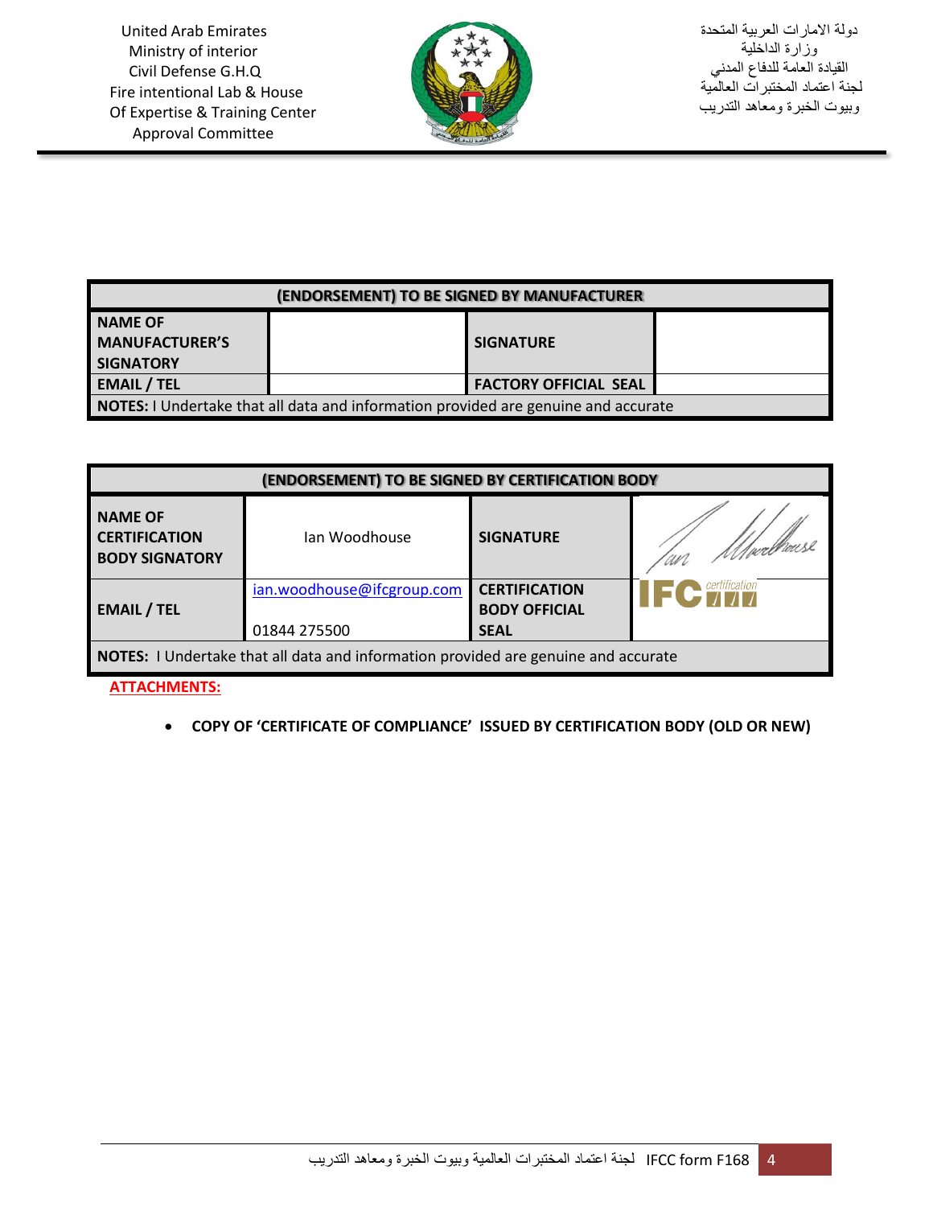United Arab Emirates
Ministry of interior
Civil Defense G.H.Q
Fire intentional Lab & House
Of Expertise & Training Center
Approval Committee

دولة الامارات العربية المتحدة
وزارة الداخلية
القيادة العامة للدفاع المدني
لجنة اعتماد المختبرات العالمية
وبيوت الخبرة ومعاهد التدريب

| (ENDORSEMENT) TO BE SIGNED BY MANUFACTURER | | | |
|---|---|---|---|
| **NAME OF MANUFACTURER'S SIGNATORY** | | **SIGNATURE** | |
| **EMAIL / TEL** | | **FACTORY OFFICIAL SEAL** | |
| **NOTES:** I Undertake that all data and information provided are genuine and accurate | | | |

| (ENDORSEMENT) TO BE SIGNED BY CERTIFICATION BODY | | | |
|---|---|---|---|
| **NAME OF CERTIFICATION BODY SIGNATORY** | Ian Woodhouse | **SIGNATURE** | Ian Woodhouse |
| **EMAIL / TEL** | ian.woodhouse@ifcgroup.com<br>01844 275500 | **CERTIFICATION BODY OFFICIAL SEAL** | IFC certification |
| **NOTES:** I Undertake that all data and information provided are genuine and accurate | | | |

**ATTACHMENTS:**

- **COPY OF 'CERTIFICATE OF COMPLIANCE' ISSUED BY CERTIFICATION BODY (OLD OR NEW)**